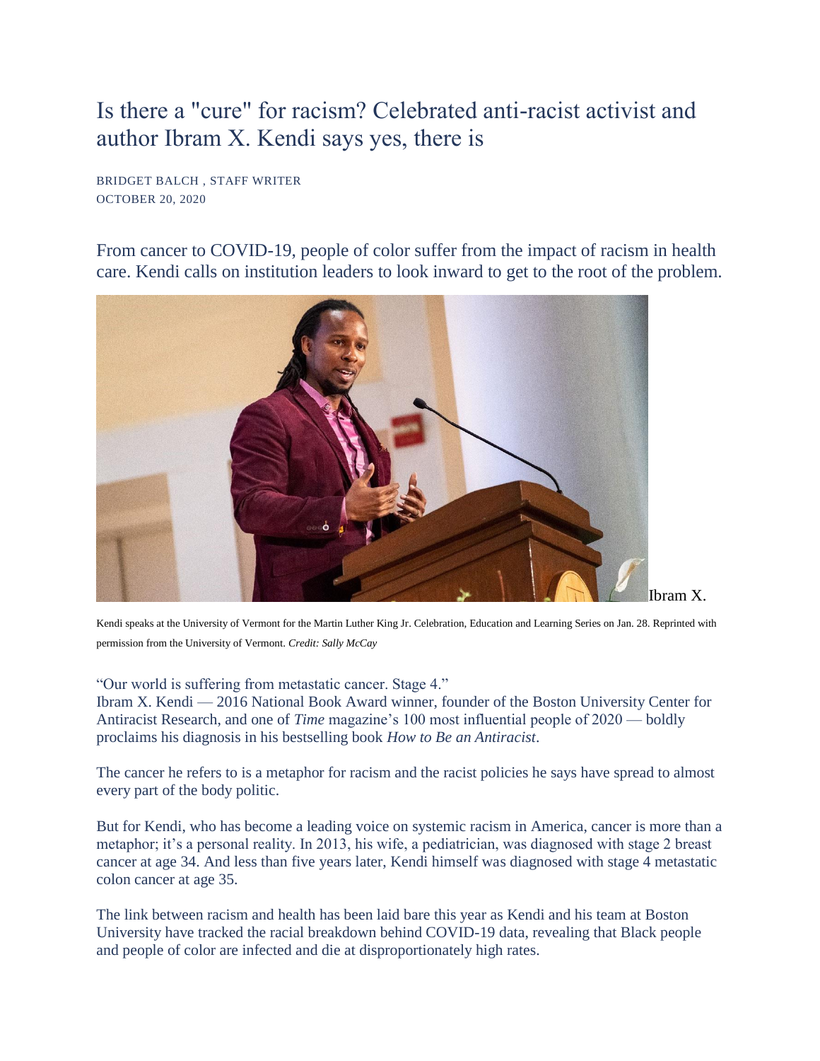# Is there a "cure" for racism? Celebrated anti-racist activist and author Ibram X. Kendi says yes, there is

BRIDGET BALCH , STAFF WRITER
OCTOBER 20, 2020

## From cancer to COVID-19, people of color suffer from the impact of racism in health care. Kendi calls on institution leaders to look inward to get to the root of the problem.

Ibram X. Kendi speaks at the University of Vermont for the Martin Luther King Jr. Celebration, Education and Learning Series on Jan. 28. Reprinted with permission from the University of Vermont. *Credit: Sally McCay*

"Our world is suffering from metastatic cancer. Stage 4."
Ibram X. Kendi — 2016 National Book Award winner, founder of the Boston University Center for Antiracist Research, and one of *Time* magazine's 100 most influential people of 2020 — boldly proclaims his diagnosis in his bestselling book *How to Be an Antiracist*.

The cancer he refers to is a metaphor for racism and the racist policies he says have spread to almost every part of the body politic.

But for Kendi, who has become a leading voice on systemic racism in America, cancer is more than a metaphor; it's a personal reality. In 2013, his wife, a pediatrician, was diagnosed with stage 2 breast cancer at age 34. And less than five years later, Kendi himself was diagnosed with stage 4 metastatic colon cancer at age 35.

The link between racism and health has been laid bare this year as Kendi and his team at Boston University have tracked the racial breakdown behind COVID-19 data, revealing that Black people and people of color are infected and die at disproportionately high rates.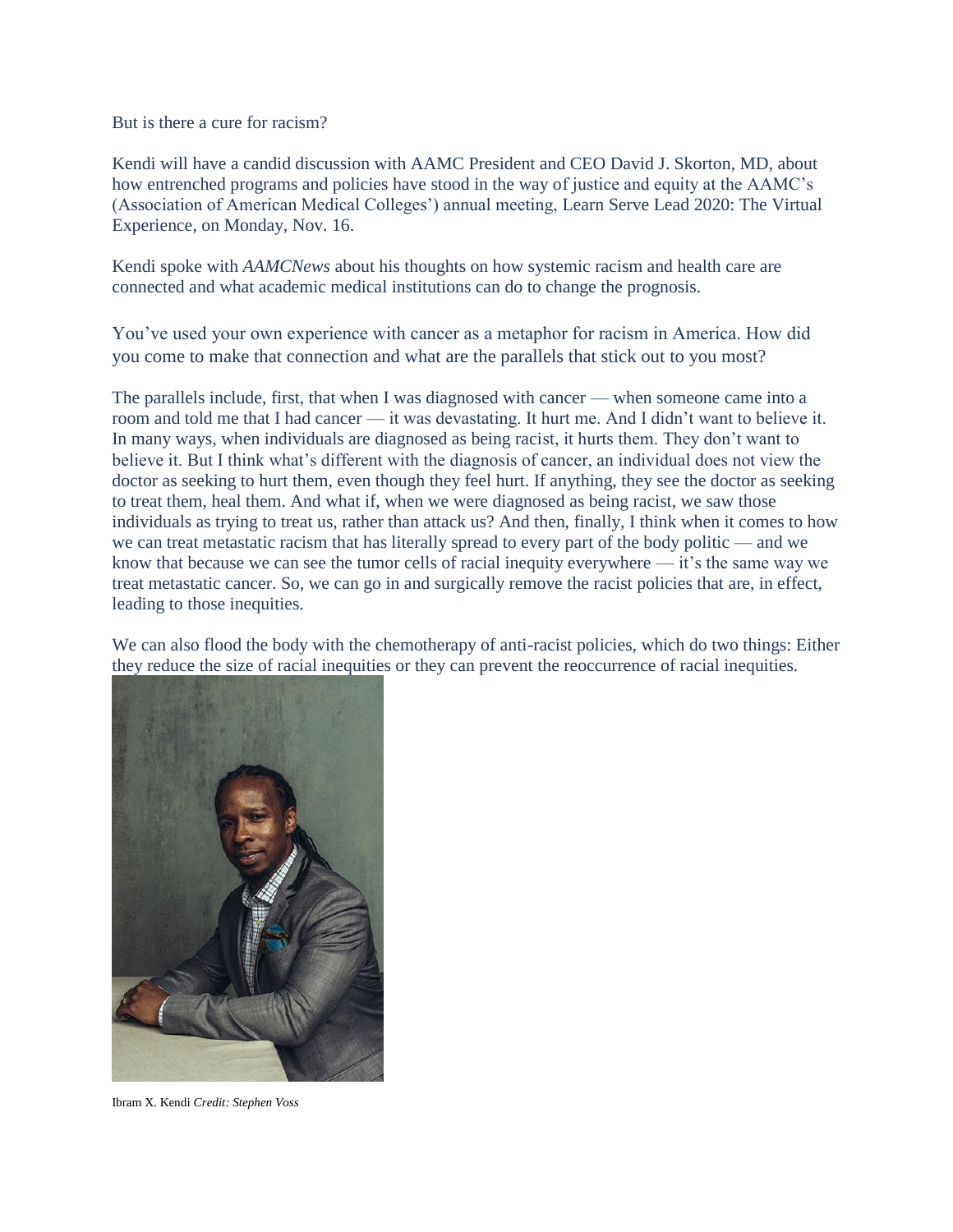But is there a cure for racism?

Kendi will have a candid discussion with AAMC President and CEO David J. Skorton, MD, about how entrenched programs and policies have stood in the way of justice and equity at the AAMC's (Association of American Medical Colleges') annual meeting, Learn Serve Lead 2020: The Virtual Experience, on Monday, Nov. 16.

Kendi spoke with *AAMCNews* about his thoughts on how systemic racism and health care are connected and what academic medical institutions can do to change the prognosis.

## You've used your own experience with cancer as a metaphor for racism in America. How did you come to make that connection and what are the parallels that stick out to you most?

The parallels include, first, that when I was diagnosed with cancer — when someone came into a room and told me that I had cancer — it was devastating. It hurt me. And I didn't want to believe it. In many ways, when individuals are diagnosed as being racist, it hurts them. They don't want to believe it. But I think what's different with the diagnosis of cancer, an individual does not view the doctor as seeking to hurt them, even though they feel hurt. If anything, they see the doctor as seeking to treat them, heal them. And what if, when we were diagnosed as being racist, we saw those individuals as trying to treat us, rather than attack us? And then, finally, I think when it comes to how we can treat metastatic racism that has literally spread to every part of the body politic — and we know that because we can see the tumor cells of racial inequity everywhere — it's the same way we treat metastatic cancer. So, we can go in and surgically remove the racist policies that are, in effect, leading to those inequities.

We can also flood the body with the chemotherapy of anti-racist policies, which do two things: Either they reduce the size of racial inequities or they can prevent the reoccurrence of racial inequities.

Ibram X. Kendi *Credit: Stephen Voss*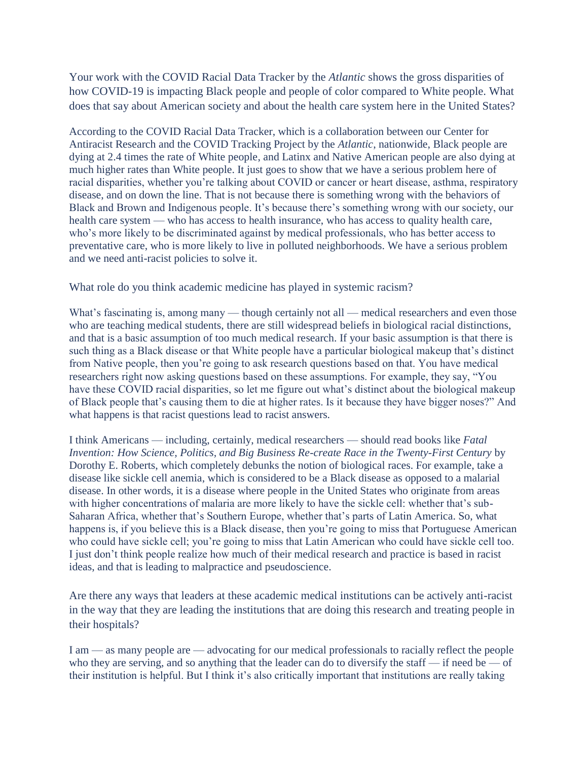Your work with the COVID Racial Data Tracker by the *Atlantic* shows the gross disparities of how COVID-19 is impacting Black people and people of color compared to White people. What does that say about American society and about the health care system here in the United States?

According to the COVID Racial Data Tracker, which is a collaboration between our Center for Antiracist Research and the COVID Tracking Project by the *Atlantic*, nationwide, Black people are dying at 2.4 times the rate of White people, and Latinx and Native American people are also dying at much higher rates than White people. It just goes to show that we have a serious problem here of racial disparities, whether you're talking about COVID or cancer or heart disease, asthma, respiratory disease, and on down the line. That is not because there is something wrong with the behaviors of Black and Brown and Indigenous people. It's because there's something wrong with our society, our health care system — who has access to health insurance, who has access to quality health care, who's more likely to be discriminated against by medical professionals, who has better access to preventative care, who is more likely to live in polluted neighborhoods. We have a serious problem and we need anti-racist policies to solve it.

What role do you think academic medicine has played in systemic racism?

What's fascinating is, among many — though certainly not all — medical researchers and even those who are teaching medical students, there are still widespread beliefs in biological racial distinctions, and that is a basic assumption of too much medical research. If your basic assumption is that there is such thing as a Black disease or that White people have a particular biological makeup that's distinct from Native people, then you're going to ask research questions based on that. You have medical researchers right now asking questions based on these assumptions. For example, they say, "You have these COVID racial disparities, so let me figure out what's distinct about the biological makeup of Black people that's causing them to die at higher rates. Is it because they have bigger noses?" And what happens is that racist questions lead to racist answers.

I think Americans — including, certainly, medical researchers — should read books like *Fatal Invention: How Science, Politics, and Big Business Re-create Race in the Twenty-First Century* by Dorothy E. Roberts, which completely debunks the notion of biological races. For example, take a disease like sickle cell anemia, which is considered to be a Black disease as opposed to a malarial disease. In other words, it is a disease where people in the United States who originate from areas with higher concentrations of malaria are more likely to have the sickle cell: whether that's sub-Saharan Africa, whether that's Southern Europe, whether that's parts of Latin America. So, what happens is, if you believe this is a Black disease, then you're going to miss that Portuguese American who could have sickle cell; you're going to miss that Latin American who could have sickle cell too. I just don't think people realize how much of their medical research and practice is based in racist ideas, and that is leading to malpractice and pseudoscience.

Are there any ways that leaders at these academic medical institutions can be actively anti-racist in the way that they are leading the institutions that are doing this research and treating people in their hospitals?

I am — as many people are — advocating for our medical professionals to racially reflect the people who they are serving, and so anything that the leader can do to diversify the staff — if need be — of their institution is helpful. But I think it's also critically important that institutions are really taking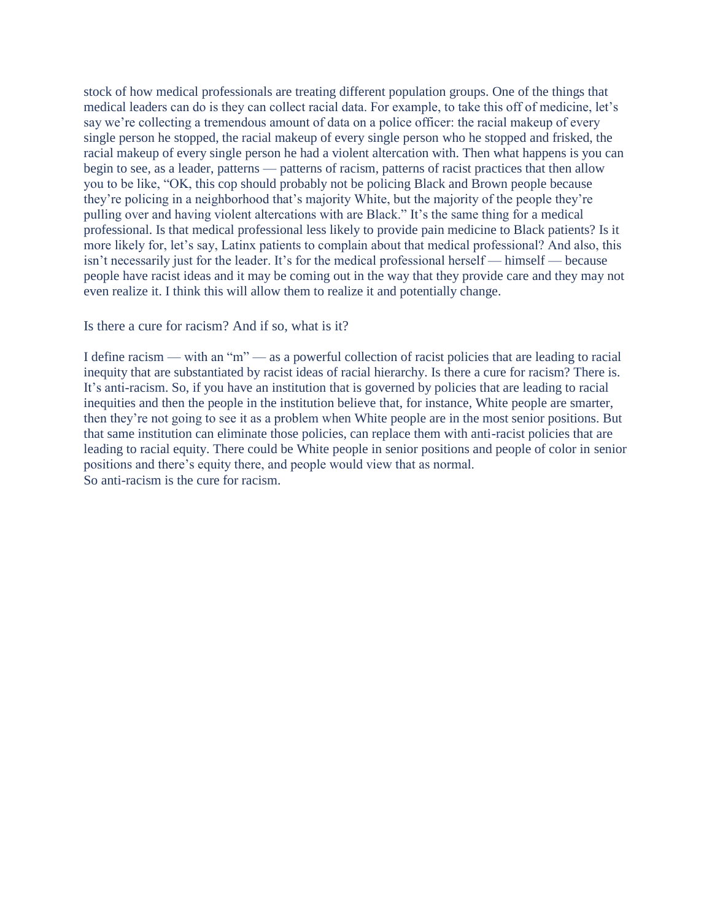stock of how medical professionals are treating different population groups. One of the things that medical leaders can do is they can collect racial data. For example, to take this off of medicine, let's say we're collecting a tremendous amount of data on a police officer: the racial makeup of every single person he stopped, the racial makeup of every single person who he stopped and frisked, the racial makeup of every single person he had a violent altercation with. Then what happens is you can begin to see, as a leader, patterns — patterns of racism, patterns of racist practices that then allow you to be like, "OK, this cop should probably not be policing Black and Brown people because they're policing in a neighborhood that's majority White, but the majority of the people they're pulling over and having violent altercations with are Black." It's the same thing for a medical professional. Is that medical professional less likely to provide pain medicine to Black patients? Is it more likely for, let's say, Latinx patients to complain about that medical professional? And also, this isn't necessarily just for the leader. It's for the medical professional herself — himself — because people have racist ideas and it may be coming out in the way that they provide care and they may not even realize it. I think this will allow them to realize it and potentially change.

## Is there a cure for racism? And if so, what is it?

I define racism — with an "m" — as a powerful collection of racist policies that are leading to racial inequity that are substantiated by racist ideas of racial hierarchy. Is there a cure for racism? There is. It's anti-racism. So, if you have an institution that is governed by policies that are leading to racial inequities and then the people in the institution believe that, for instance, White people are smarter, then they're not going to see it as a problem when White people are in the most senior positions. But that same institution can eliminate those policies, can replace them with anti-racist policies that are leading to racial equity. There could be White people in senior positions and people of color in senior positions and there's equity there, and people would view that as normal.

So anti-racism is the cure for racism.